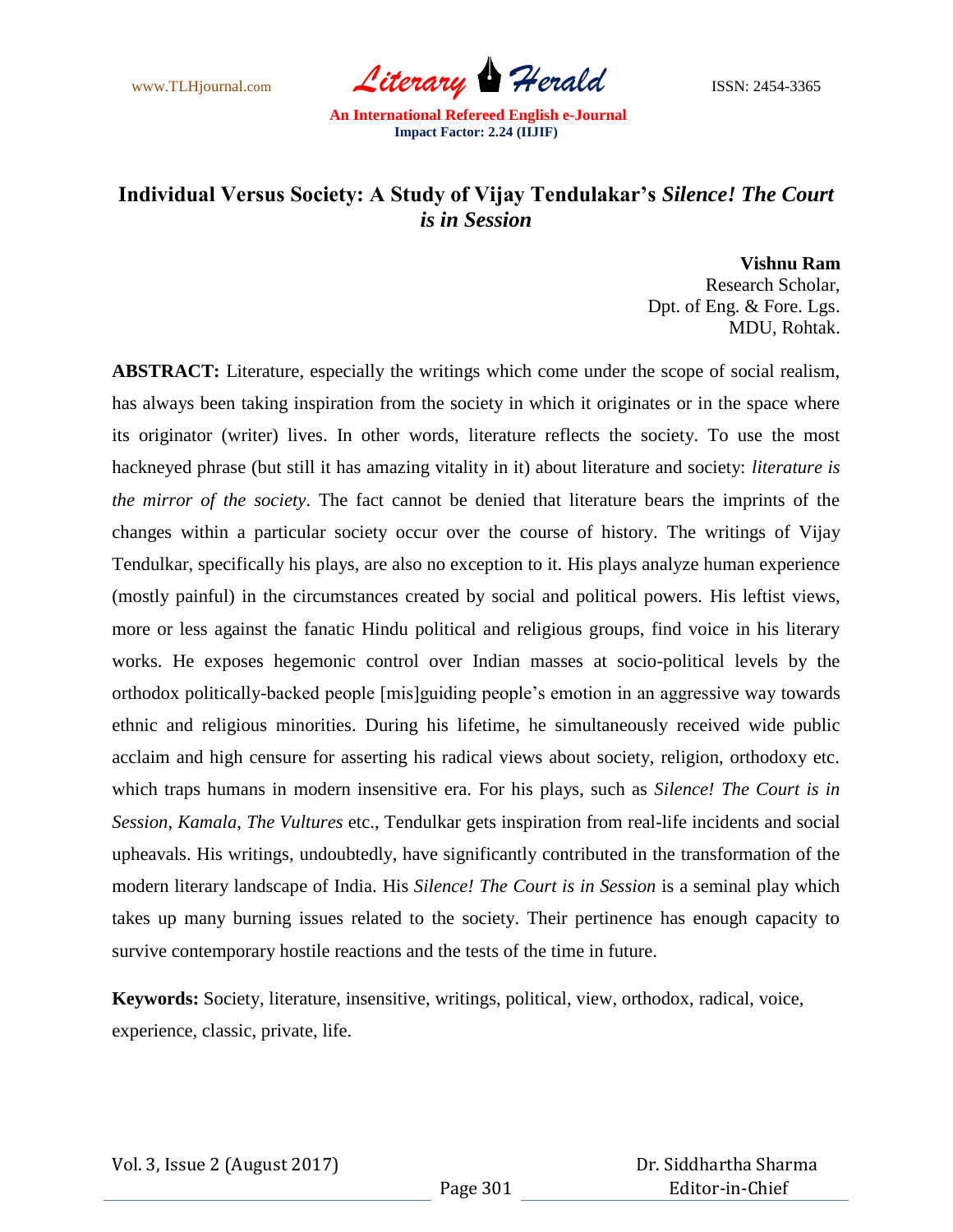# Individual Versus Society: A Study of Vijay Tendulakar's *Silence! The Court is in Session*

**Vishnu Ram**
Research Scholar,
Dpt. of Eng. & Fore. Lgs.
MDU, Rohtak.

**ABSTRACT:** Literature, especially the writings which come under the scope of social realism, has always been taking inspiration from the society in which it originates or in the space where its originator (writer) lives. In other words, literature reflects the society. To use the most hackneyed phrase (but still it has amazing vitality in it) about literature and society: *literature is the mirror of the society*. The fact cannot be denied that literature bears the imprints of the changes within a particular society occur over the course of history. The writings of Vijay Tendulkar, specifically his plays, are also no exception to it. His plays analyze human experience (mostly painful) in the circumstances created by social and political powers. His leftist views, more or less against the fanatic Hindu political and religious groups, find voice in his literary works. He exposes hegemonic control over Indian masses at socio-political levels by the orthodox politically-backed people [mis]guiding people's emotion in an aggressive way towards ethnic and religious minorities. During his lifetime, he simultaneously received wide public acclaim and high censure for asserting his radical views about society, religion, orthodoxy etc. which traps humans in modern insensitive era. For his plays, such as *Silence! The Court is in Session*, *Kamala*, *The Vultures* etc., Tendulkar gets inspiration from real-life incidents and social upheavals. His writings, undoubtedly, have significantly contributed in the transformation of the modern literary landscape of India. His *Silence! The Court is in Session* is a seminal play which takes up many burning issues related to the society. Their pertinence has enough capacity to survive contemporary hostile reactions and the tests of the time in future.

**Keywords:** Society, literature, insensitive, writings, political, view, orthodox, radical, voice, experience, classic, private, life.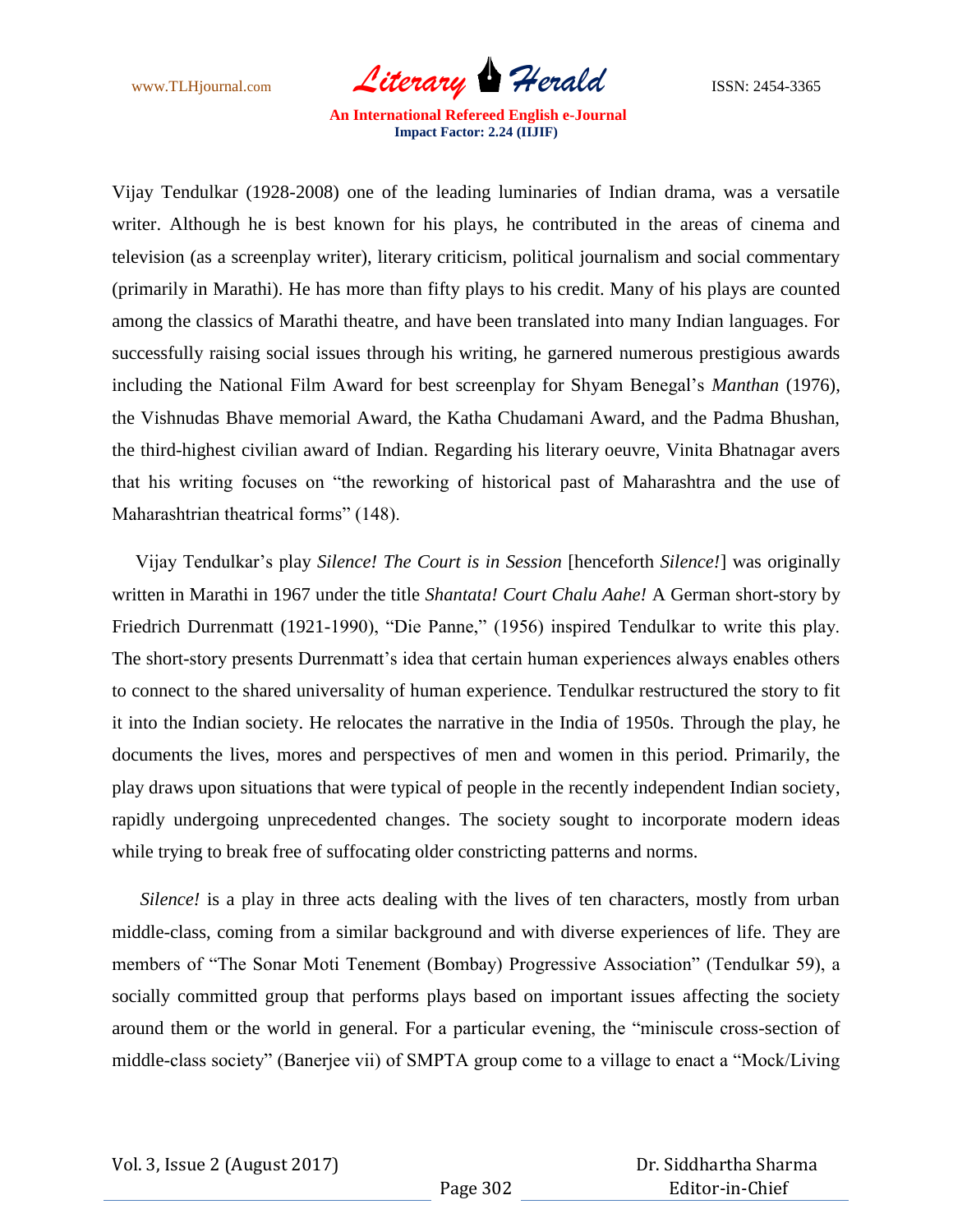Vijay Tendulkar (1928-2008) one of the leading luminaries of Indian drama, was a versatile writer. Although he is best known for his plays, he contributed in the areas of cinema and television (as a screenplay writer), literary criticism, political journalism and social commentary (primarily in Marathi). He has more than fifty plays to his credit. Many of his plays are counted among the classics of Marathi theatre, and have been translated into many Indian languages. For successfully raising social issues through his writing, he garnered numerous prestigious awards including the National Film Award for best screenplay for Shyam Benegal's *Manthan* (1976), the Vishnudas Bhave memorial Award, the Katha Chudamani Award, and the Padma Bhushan, the third-highest civilian award of Indian. Regarding his literary oeuvre, Vinita Bhatnagar avers that his writing focuses on "the reworking of historical past of Maharashtra and the use of Maharashtrian theatrical forms" (148).

Vijay Tendulkar's play *Silence! The Court is in Session* [henceforth *Silence!*] was originally written in Marathi in 1967 under the title *Shantata! Court Chalu Aahe!* A German short-story by Friedrich Durrenmatt (1921-1990), "Die Panne," (1956) inspired Tendulkar to write this play. The short-story presents Durrenmatt's idea that certain human experiences always enables others to connect to the shared universality of human experience. Tendulkar restructured the story to fit it into the Indian society. He relocates the narrative in the India of 1950s. Through the play, he documents the lives, mores and perspectives of men and women in this period. Primarily, the play draws upon situations that were typical of people in the recently independent Indian society, rapidly undergoing unprecedented changes. The society sought to incorporate modern ideas while trying to break free of suffocating older constricting patterns and norms.

*Silence!* is a play in three acts dealing with the lives of ten characters, mostly from urban middle-class, coming from a similar background and with diverse experiences of life. They are members of "The Sonar Moti Tenement (Bombay) Progressive Association" (Tendulkar 59), a socially committed group that performs plays based on important issues affecting the society around them or the world in general. For a particular evening, the "miniscule cross-section of middle-class society" (Banerjee vii) of SMPTA group come to a village to enact a "Mock/Living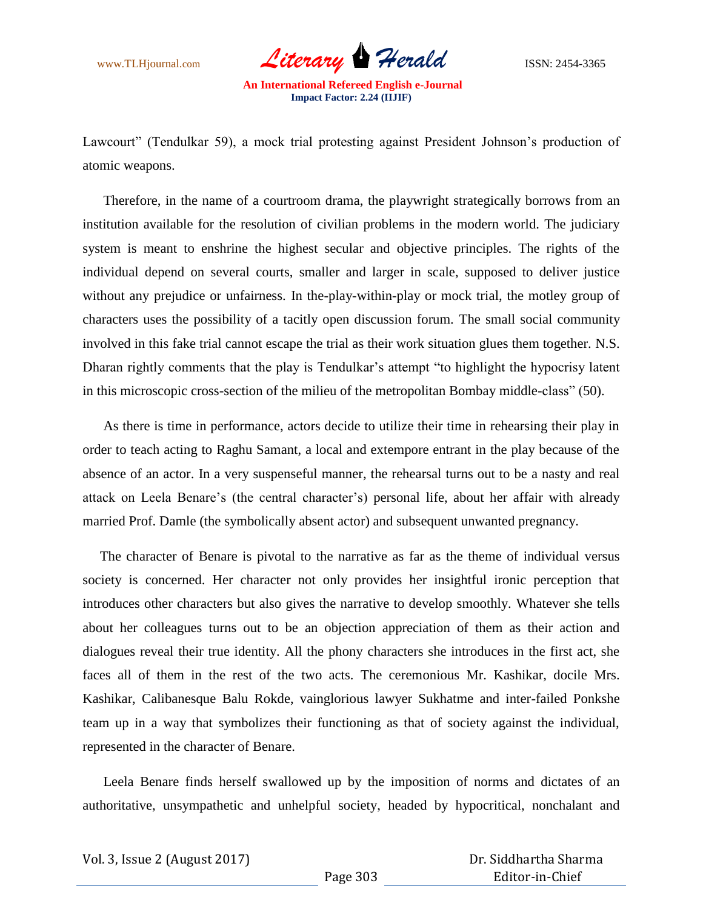Lawcourt" (Tendulkar 59), a mock trial protesting against President Johnson's production of atomic weapons.

Therefore, in the name of a courtroom drama, the playwright strategically borrows from an institution available for the resolution of civilian problems in the modern world. The judiciary system is meant to enshrine the highest secular and objective principles. The rights of the individual depend on several courts, smaller and larger in scale, supposed to deliver justice without any prejudice or unfairness. In the-play-within-play or mock trial, the motley group of characters uses the possibility of a tacitly open discussion forum. The small social community involved in this fake trial cannot escape the trial as their work situation glues them together. N.S. Dharan rightly comments that the play is Tendulkar's attempt "to highlight the hypocrisy latent in this microscopic cross-section of the milieu of the metropolitan Bombay middle-class" (50).

As there is time in performance, actors decide to utilize their time in rehearsing their play in order to teach acting to Raghu Samant, a local and extempore entrant in the play because of the absence of an actor. In a very suspenseful manner, the rehearsal turns out to be a nasty and real attack on Leela Benare's (the central character's) personal life, about her affair with already married Prof. Damle (the symbolically absent actor) and subsequent unwanted pregnancy.

The character of Benare is pivotal to the narrative as far as the theme of individual versus society is concerned. Her character not only provides her insightful ironic perception that introduces other characters but also gives the narrative to develop smoothly. Whatever she tells about her colleagues turns out to be an objection appreciation of them as their action and dialogues reveal their true identity. All the phony characters she introduces in the first act, she faces all of them in the rest of the two acts. The ceremonious Mr. Kashikar, docile Mrs. Kashikar, Calibanesque Balu Rokde, vainglorious lawyer Sukhatme and inter-failed Ponkshe team up in a way that symbolizes their functioning as that of society against the individual, represented in the character of Benare.

Leela Benare finds herself swallowed up by the imposition of norms and dictates of an authoritative, unsympathetic and unhelpful society, headed by hypocritical, nonchalant and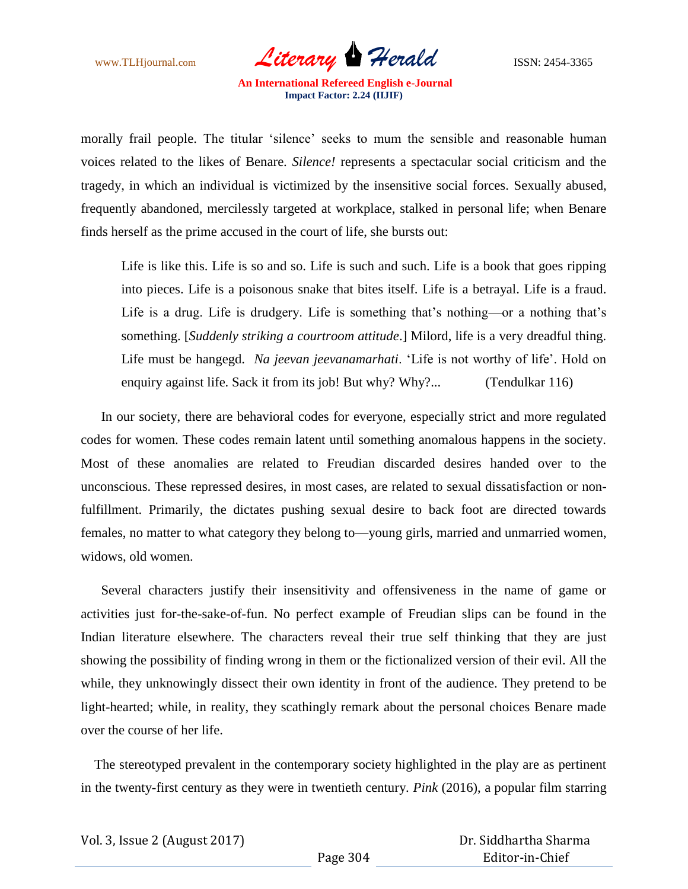morally frail people. The titular 'silence' seeks to mum the sensible and reasonable human voices related to the likes of Benare. *Silence!* represents a spectacular social criticism and the tragedy, in which an individual is victimized by the insensitive social forces. Sexually abused, frequently abandoned, mercilessly targeted at workplace, stalked in personal life; when Benare finds herself as the prime accused in the court of life, she bursts out:

> Life is like this. Life is so and so. Life is such and such. Life is a book that goes ripping into pieces. Life is a poisonous snake that bites itself. Life is a betrayal. Life is a fraud. Life is a drug. Life is drudgery. Life is something that's nothing—or a nothing that's something. [*Suddenly striking a courtroom attitude*.] Milord, life is a very dreadful thing. Life must be hangegd. *Na jeevan jeevanamarhati*. 'Life is not worthy of life'. Hold on enquiry against life. Sack it from its job! But why? Why?... (Tendulkar 116)

In our society, there are behavioral codes for everyone, especially strict and more regulated codes for women. These codes remain latent until something anomalous happens in the society. Most of these anomalies are related to Freudian discarded desires handed over to the unconscious. These repressed desires, in most cases, are related to sexual dissatisfaction or non-fulfillment. Primarily, the dictates pushing sexual desire to back foot are directed towards females, no matter to what category they belong to—young girls, married and unmarried women, widows, old women.

Several characters justify their insensitivity and offensiveness in the name of game or activities just for-the-sake-of-fun. No perfect example of Freudian slips can be found in the Indian literature elsewhere. The characters reveal their true self thinking that they are just showing the possibility of finding wrong in them or the fictionalized version of their evil. All the while, they unknowingly dissect their own identity in front of the audience. They pretend to be light-hearted; while, in reality, they scathingly remark about the personal choices Benare made over the course of her life.

The stereotyped prevalent in the contemporary society highlighted in the play are as pertinent in the twenty-first century as they were in twentieth century. *Pink* (2016), a popular film starring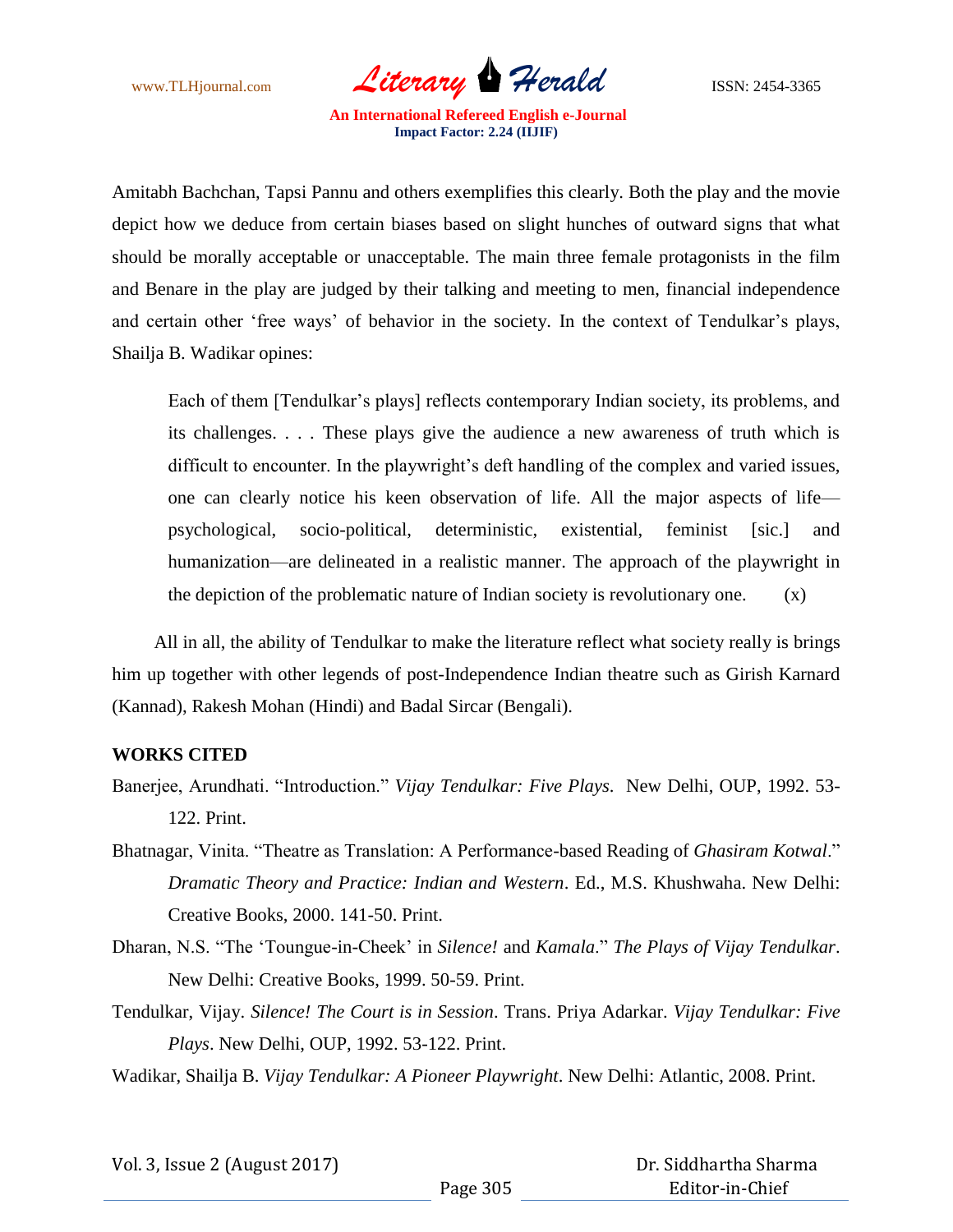Amitabh Bachchan, Tapsi Pannu and others exemplifies this clearly. Both the play and the movie depict how we deduce from certain biases based on slight hunches of outward signs that what should be morally acceptable or unacceptable. The main three female protagonists in the film and Benare in the play are judged by their talking and meeting to men, financial independence and certain other 'free ways' of behavior in the society. In the context of Tendulkar's plays, Shailja B. Wadikar opines:

> Each of them [Tendulkar's plays] reflects contemporary Indian society, its problems, and its challenges. . . . These plays give the audience a new awareness of truth which is difficult to encounter. In the playwright's deft handling of the complex and varied issues, one can clearly notice his keen observation of life. All the major aspects of life—psychological, socio-political, deterministic, existential, feminist [sic.] and humanization—are delineated in a realistic manner. The approach of the playwright in the depiction of the problematic nature of Indian society is revolutionary one. (x)

All in all, the ability of Tendulkar to make the literature reflect what society really is brings him up together with other legends of post-Independence Indian theatre such as Girish Karnard (Kannad), Rakesh Mohan (Hindi) and Badal Sircar (Bengali).

**WORKS CITED**

Banerjee, Arundhati. "Introduction." *Vijay Tendulkar: Five Plays*. New Delhi, OUP, 1992. 53-122. Print.

Bhatnagar, Vinita. "Theatre as Translation: A Performance-based Reading of *Ghasiram Kotwal*." *Dramatic Theory and Practice: Indian and Western*. Ed., M.S. Khushwaha. New Delhi: Creative Books, 2000. 141-50. Print.

Dharan, N.S. "The 'Toungue-in-Cheek' in *Silence!* and *Kamala*." *The Plays of Vijay Tendulkar*. New Delhi: Creative Books, 1999. 50-59. Print.

Tendulkar, Vijay. *Silence! The Court is in Session*. Trans. Priya Adarkar. *Vijay Tendulkar: Five Plays*. New Delhi, OUP, 1992. 53-122. Print.

Wadikar, Shailja B. *Vijay Tendulkar: A Pioneer Playwright*. New Delhi: Atlantic, 2008. Print.